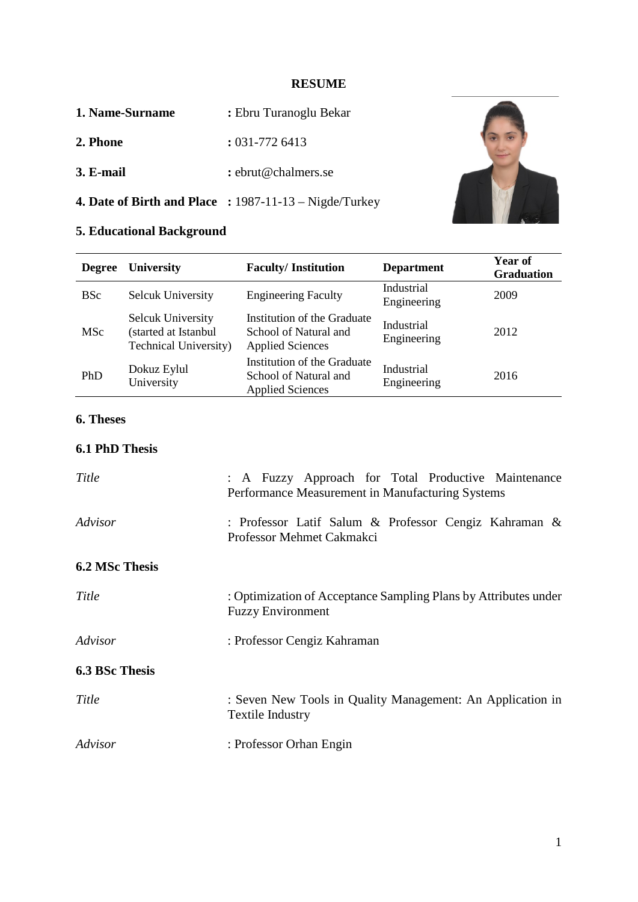# RESUME

**1. Name-Surname** **:** Ebru Turanoglu Bekar

**2. Phone** **:** 031-772 6413

**3. E-mail** **:** ebrut@chalmers.se

**4. Date of Birth and Place** **:** 1987-11-13 – Nigde/Turkey

## 5. Educational Background

| Degree | University | Faculty/ Institution | Department | Year of Graduation |
|---|---|---|---|---|
| BSc | Selcuk University | Engineering Faculty | Industrial Engineering | 2009 |
| MSc | Selcuk University (started at Istanbul Technical University) | Institution of the Graduate School of Natural and Applied Sciences | Industrial Engineering | 2012 |
| PhD | Dokuz Eylul University | Institution of the Graduate School of Natural and Applied Sciences | Industrial Engineering | 2016 |

## 6. Theses

### 6.1 PhD Thesis

*Title* : A Fuzzy Approach for Total Productive Maintenance Performance Measurement in Manufacturing Systems

*Advisor* : Professor Latif Salum & Professor Cengiz Kahraman & Professor Mehmet Cakmakci

### 6.2 MSc Thesis

*Title* : Optimization of Acceptance Sampling Plans by Attributes under Fuzzy Environment

*Advisor* : Professor Cengiz Kahraman

### 6.3 BSc Thesis

*Title* : Seven New Tools in Quality Management: An Application in Textile Industry

*Advisor* : Professor Orhan Engin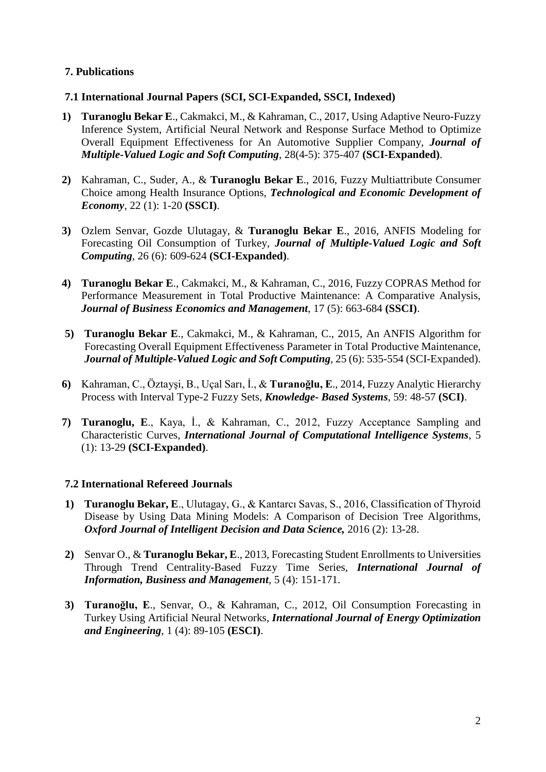## 7. Publications

### 7.1 International Journal Papers (SCI, SCI-Expanded, SSCI, Indexed)

1) **Turanoglu Bekar E**., Cakmakci, M., & Kahraman, C., 2017, Using Adaptive Neuro-Fuzzy Inference System, Artificial Neural Network and Response Surface Method to Optimize Overall Equipment Effectiveness for An Automotive Supplier Company, ***Journal of Multiple-Valued Logic and Soft Computing***, 28(4-5): 375-407 **(SCI-Expanded)**.

2) Kahraman, C., Suder, A., & **Turanoglu Bekar E**., 2016, Fuzzy Multiattribute Consumer Choice among Health Insurance Options, ***Technological and Economic Development of Economy***, 22 (1): 1-20 **(SSCI)**.

3) Ozlem Senvar, Gozde Ulutagay, & **Turanoglu Bekar E**., 2016, ANFIS Modeling for Forecasting Oil Consumption of Turkey, ***Journal of Multiple-Valued Logic and Soft Computing***, 26 (6): 609-624 **(SCI-Expanded)**.

4) **Turanoglu Bekar E**., Cakmakci, M., & Kahraman, C., 2016, Fuzzy COPRAS Method for Performance Measurement in Total Productive Maintenance: A Comparative Analysis, ***Journal of Business Economics and Management***, 17 (5): 663-684 **(SSCI)**.

5) **Turanoglu Bekar E**., Cakmakci, M., & Kahraman, C., 2015, An ANFIS Algorithm for Forecasting Overall Equipment Effectiveness Parameter in Total Productive Maintenance, ***Journal of Multiple-Valued Logic and Soft Computing***, 25 (6): 535-554 (SCI-Expanded).

6) Kahraman, C., Öztayşi, B., Uçal Sarı, İ., & **Turanoğlu, E**., 2014, Fuzzy Analytic Hierarchy Process with Interval Type-2 Fuzzy Sets, ***Knowledge- Based Systems***, 59: 48-57 **(SCI)**.

7) **Turanoglu, E**., Kaya, İ., & Kahraman, C., 2012, Fuzzy Acceptance Sampling and Characteristic Curves, ***International Journal of Computational Intelligence Systems***, 5 (1): 13-29 **(SCI-Expanded)**.

### 7.2 International Refereed Journals

1) **Turanoglu Bekar, E**., Ulutagay, G., & Kantarcı Savas, S., 2016, Classification of Thyroid Disease by Using Data Mining Models: A Comparison of Decision Tree Algorithms, ***Oxford Journal of Intelligent Decision and Data Science,*** 2016 (2): 13-28.

2) Senvar O., & **Turanoglu Bekar, E**., 2013, Forecasting Student Enrollments to Universities Through Trend Centrality-Based Fuzzy Time Series, ***International Journal of Information, Business and Management***, 5 (4): 151-171.

3) **Turanoğlu, E**., Senvar, O., & Kahraman, C., 2012, Oil Consumption Forecasting in Turkey Using Artificial Neural Networks, ***International Journal of Energy Optimization and Engineering***, 1 (4): 89-105 **(ESCI)**.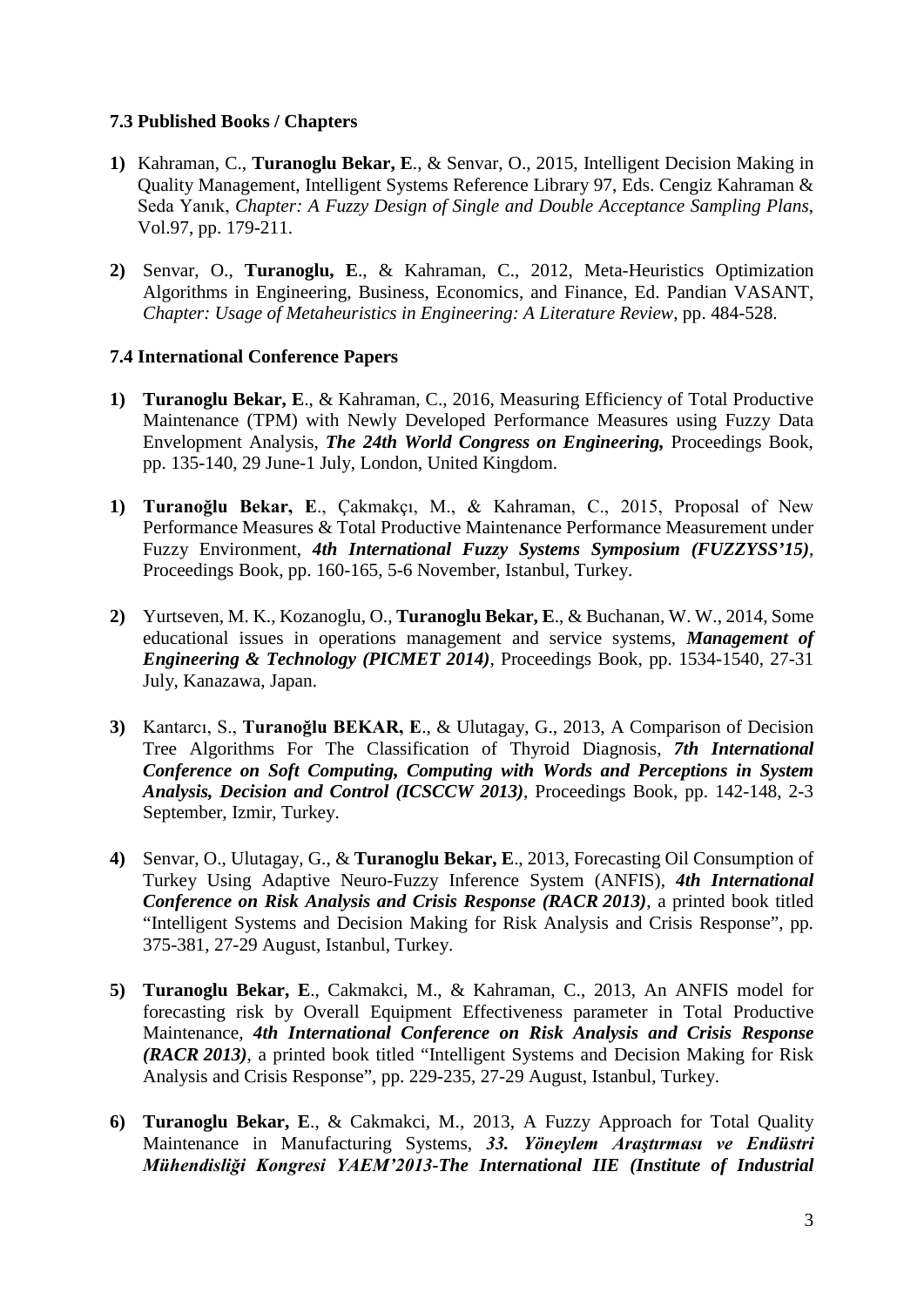### 7.3 Published Books / Chapters

**1)** Kahraman, C., **Turanoglu Bekar, E**., & Senvar, O., 2015, Intelligent Decision Making in Quality Management, Intelligent Systems Reference Library 97, Eds. Cengiz Kahraman & Seda Yanık, *Chapter: A Fuzzy Design of Single and Double Acceptance Sampling Plans*, Vol.97, pp. 179-211.

**2)** Senvar, O., **Turanoglu, E**., & Kahraman, C., 2012, Meta-Heuristics Optimization Algorithms in Engineering, Business, Economics, and Finance, Ed. Pandian VASANT, *Chapter: Usage of Metaheuristics in Engineering: A Literature Review*, pp. 484-528.

### 7.4 International Conference Papers

**1)** **Turanoglu Bekar, E**., & Kahraman, C., 2016, Measuring Efficiency of Total Productive Maintenance (TPM) with Newly Developed Performance Measures using Fuzzy Data Envelopment Analysis, ***The 24th World Congress on Engineering,*** Proceedings Book, pp. 135-140, 29 June-1 July, London, United Kingdom.

**1)** **Turanoğlu Bekar, E**., Çakmakçı, M., & Kahraman, C., 2015, Proposal of New Performance Measures & Total Productive Maintenance Performance Measurement under Fuzzy Environment, ***4th International Fuzzy Systems Symposium (FUZZYSS'15)***, Proceedings Book, pp. 160-165, 5-6 November, Istanbul, Turkey.

**2)** Yurtseven, M. K., Kozanoglu, O., **Turanoglu Bekar, E**., & Buchanan, W. W., 2014, Some educational issues in operations management and service systems, ***Management of Engineering & Technology (PICMET 2014)***, Proceedings Book, pp. 1534-1540, 27-31 July, Kanazawa, Japan.

**3)** Kantarcı, S., **Turanoğlu BEKAR, E**., & Ulutagay, G., 2013, A Comparison of Decision Tree Algorithms For The Classification of Thyroid Diagnosis, ***7th International Conference on Soft Computing, Computing with Words and Perceptions in System Analysis, Decision and Control (ICSCCW 2013)***, Proceedings Book, pp. 142-148, 2-3 September, Izmir, Turkey.

**4)** Senvar, O., Ulutagay, G., & **Turanoglu Bekar, E**., 2013, Forecasting Oil Consumption of Turkey Using Adaptive Neuro-Fuzzy Inference System (ANFIS), ***4th International Conference on Risk Analysis and Crisis Response (RACR 2013)***, a printed book titled "Intelligent Systems and Decision Making for Risk Analysis and Crisis Response", pp. 375-381, 27-29 August, Istanbul, Turkey.

**5)** **Turanoglu Bekar, E**., Cakmakci, M., & Kahraman, C., 2013, An ANFIS model for forecasting risk by Overall Equipment Effectiveness parameter in Total Productive Maintenance, ***4th International Conference on Risk Analysis and Crisis Response (RACR 2013)***, a printed book titled "Intelligent Systems and Decision Making for Risk Analysis and Crisis Response", pp. 229-235, 27-29 August, Istanbul, Turkey.

**6)** **Turanoglu Bekar, E**., & Cakmakci, M., 2013, A Fuzzy Approach for Total Quality Maintenance in Manufacturing Systems, ***33. Yöneylem Araştırması ve Endüstri Mühendisliği Kongresi YAEM'2013-The International IIE (Institute of Industrial***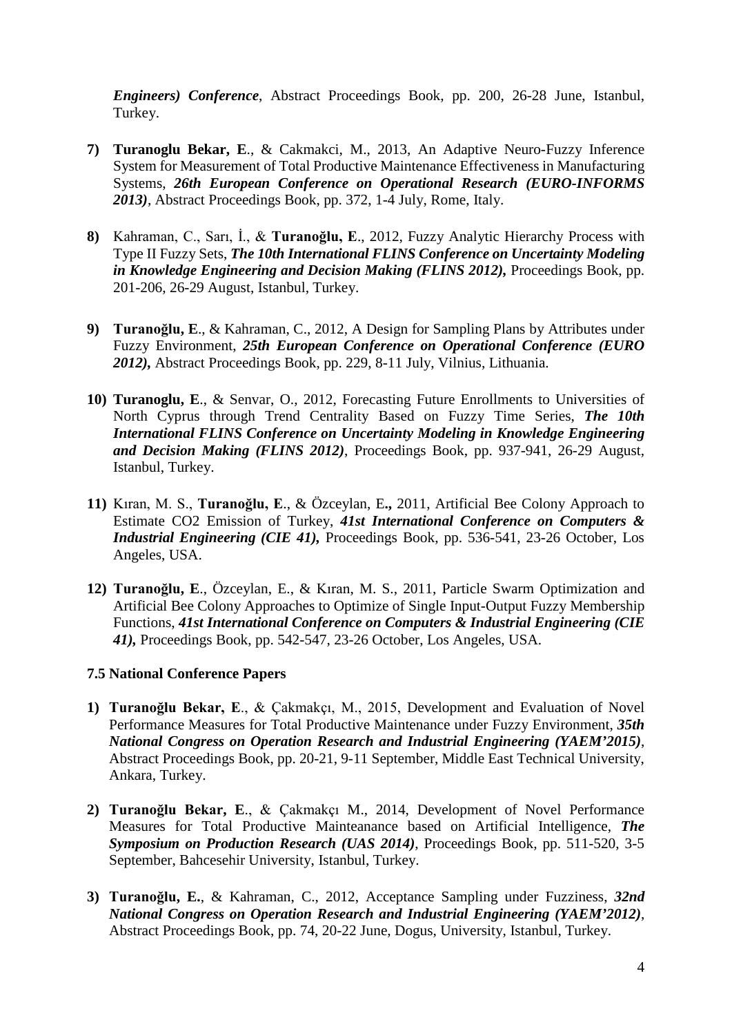*Engineers) Conference*, Abstract Proceedings Book, pp. 200, 26-28 June, Istanbul, Turkey.

7) **Turanoglu Bekar, E**., & Cakmakci, M., 2013, An Adaptive Neuro-Fuzzy Inference System for Measurement of Total Productive Maintenance Effectiveness in Manufacturing Systems, ***26th European Conference on Operational Research (EURO-INFORMS 2013)***, Abstract Proceedings Book, pp. 372, 1-4 July, Rome, Italy.

8) Kahraman, C., Sarı, İ., & **Turanoğlu, E**., 2012, Fuzzy Analytic Hierarchy Process with Type II Fuzzy Sets, ***The 10th International FLINS Conference on Uncertainty Modeling in Knowledge Engineering and Decision Making (FLINS 2012),*** Proceedings Book, pp. 201-206, 26-29 August, Istanbul, Turkey.

9) **Turanoğlu, E**., & Kahraman, C., 2012, A Design for Sampling Plans by Attributes under Fuzzy Environment, ***25th European Conference on Operational Conference (EURO 2012),*** Abstract Proceedings Book, pp. 229, 8-11 July, Vilnius, Lithuania.

10) **Turanoglu, E**., & Senvar, O., 2012, Forecasting Future Enrollments to Universities of North Cyprus through Trend Centrality Based on Fuzzy Time Series, ***The 10th International FLINS Conference on Uncertainty Modeling in Knowledge Engineering and Decision Making (FLINS 2012)***, Proceedings Book, pp. 937-941, 26-29 August, Istanbul, Turkey.

11) Kıran, M. S., **Turanoğlu, E**., & Özceylan, E**.,** 2011, Artificial Bee Colony Approach to Estimate CO2 Emission of Turkey, ***41st International Conference on Computers & Industrial Engineering (CIE 41),*** Proceedings Book, pp. 536-541, 23-26 October, Los Angeles, USA.

12) **Turanoğlu, E**., Özceylan, E., & Kıran, M. S., 2011, Particle Swarm Optimization and Artificial Bee Colony Approaches to Optimize of Single Input-Output Fuzzy Membership Functions, ***41st International Conference on Computers & Industrial Engineering (CIE 41),*** Proceedings Book, pp. 542-547, 23-26 October, Los Angeles, USA.

### 7.5 National Conference Papers

1) **Turanoğlu Bekar, E**., & Çakmakçı, M., 2015, Development and Evaluation of Novel Performance Measures for Total Productive Maintenance under Fuzzy Environment, ***35th National Congress on Operation Research and Industrial Engineering (YAEM'2015)***, Abstract Proceedings Book, pp. 20-21, 9-11 September, Middle East Technical University, Ankara, Turkey.

2) **Turanoğlu Bekar, E**., & Çakmakçı M., 2014, Development of Novel Performance Measures for Total Productive Mainteanance based on Artificial Intelligence, ***The Symposium on Production Research (UAS 2014)***, Proceedings Book, pp. 511-520, 3-5 September, Bahcesehir University, Istanbul, Turkey.

3) **Turanoğlu, E.**, & Kahraman, C., 2012, Acceptance Sampling under Fuzziness, ***32nd National Congress on Operation Research and Industrial Engineering (YAEM'2012)***, Abstract Proceedings Book, pp. 74, 20-22 June, Dogus, University, Istanbul, Turkey.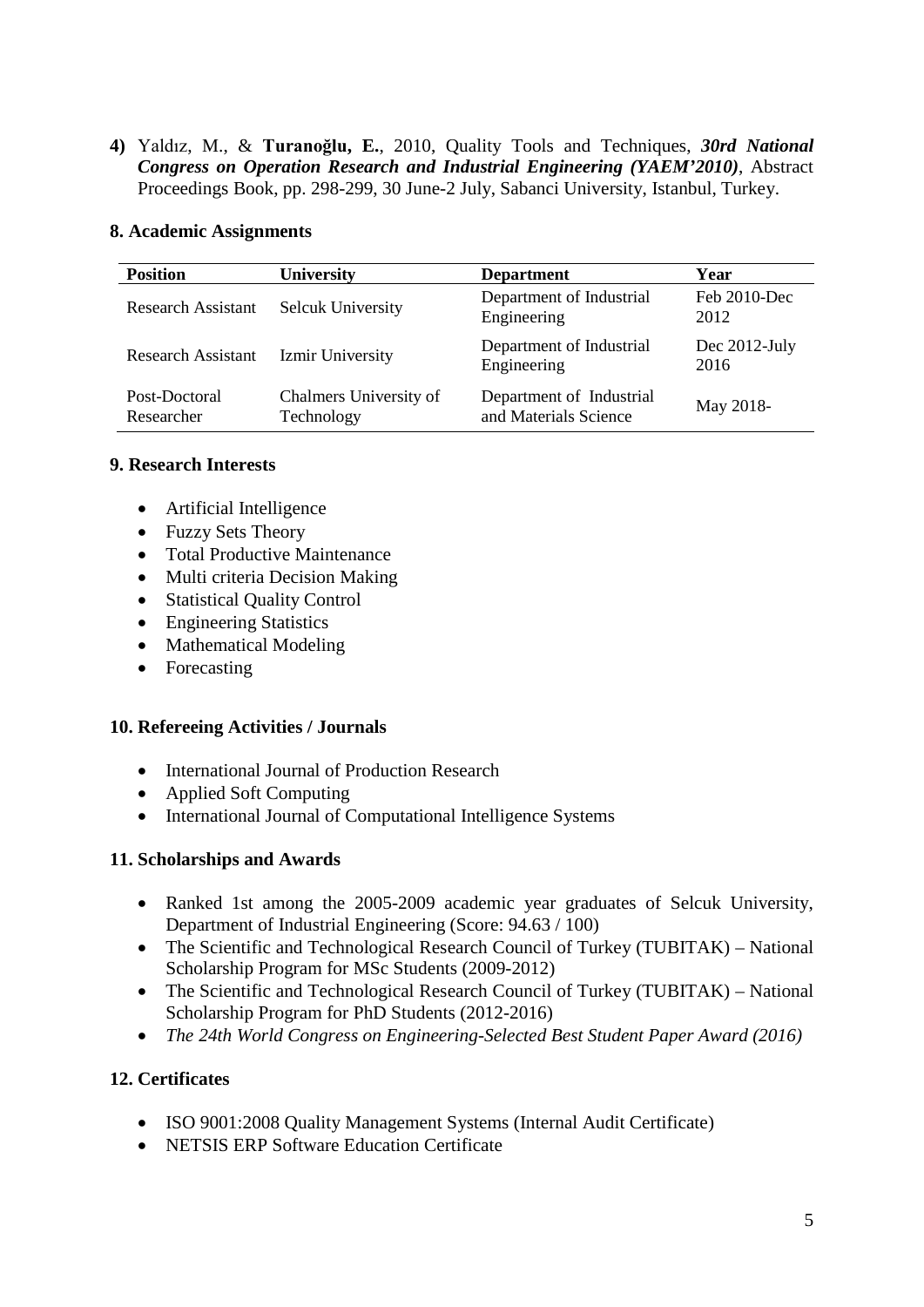**4)** Yaldız, M., & **Turanoğlu, E.**, 2010, Quality Tools and Techniques, ***30rd National Congress on Operation Research and Industrial Engineering (YAEM'2010)***, Abstract Proceedings Book, pp. 298-299, 30 June-2 July, Sabanci University, Istanbul, Turkey.

## 8. Academic Assignments

| Position | University | Department | Year |
|---|---|---|---|
| Research Assistant | Selcuk University | Department of Industrial Engineering | Feb 2010-Dec 2012 |
| Research Assistant | Izmir University | Department of Industrial Engineering | Dec 2012-July 2016 |
| Post-Doctoral Researcher | Chalmers University of Technology | Department of Industrial and Materials Science | May 2018- |

## 9. Research Interests

- Artificial Intelligence
- Fuzzy Sets Theory
- Total Productive Maintenance
- Multi criteria Decision Making
- Statistical Quality Control
- Engineering Statistics
- Mathematical Modeling
- Forecasting

## 10. Refereeing Activities / Journals

- International Journal of Production Research
- Applied Soft Computing
- International Journal of Computational Intelligence Systems

## 11. Scholarships and Awards

- Ranked 1st among the 2005-2009 academic year graduates of Selcuk University, Department of Industrial Engineering (Score: 94.63 / 100)
- The Scientific and Technological Research Council of Turkey (TUBITAK) – National Scholarship Program for MSc Students (2009-2012)
- The Scientific and Technological Research Council of Turkey (TUBITAK) – National Scholarship Program for PhD Students (2012-2016)
- *The 24th World Congress on Engineering-Selected Best Student Paper Award (2016)*

## 12. Certificates

- ISO 9001:2008 Quality Management Systems (Internal Audit Certificate)
- NETSIS ERP Software Education Certificate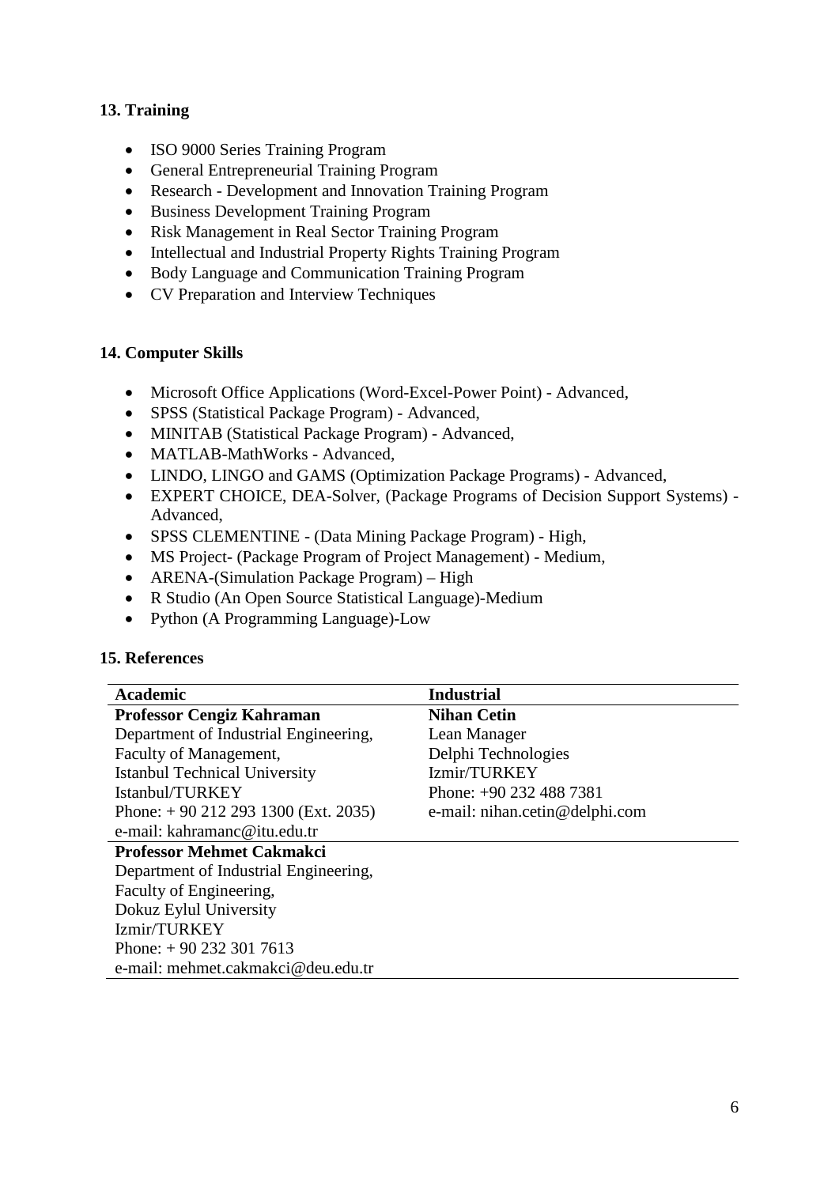### 13. Training

- ISO 9000 Series Training Program
- General Entrepreneurial Training Program
- Research - Development and Innovation Training Program
- Business Development Training Program
- Risk Management in Real Sector Training Program
- Intellectual and Industrial Property Rights Training Program
- Body Language and Communication Training Program
- CV Preparation and Interview Techniques

### 14. Computer Skills

- Microsoft Office Applications (Word-Excel-Power Point) - Advanced,
- SPSS (Statistical Package Program) - Advanced,
- MINITAB (Statistical Package Program) - Advanced,
- MATLAB-MathWorks - Advanced,
- LINDO, LINGO and GAMS (Optimization Package Programs) - Advanced,
- EXPERT CHOICE, DEA-Solver, (Package Programs of Decision Support Systems) - Advanced,
- SPSS CLEMENTINE - (Data Mining Package Program) - High,
- MS Project- (Package Program of Project Management) - Medium,
- ARENA-(Simulation Package Program) – High
- R Studio (An Open Source Statistical Language)-Medium
- Python (A Programming Language)-Low

### 15. References

| Academic | Industrial |
|---|---|
| **Professor Cengiz Kahraman**<br>Department of Industrial Engineering,<br>Faculty of Management,<br>Istanbul Technical University<br>Istanbul/TURKEY<br>Phone: + 90 212 293 1300 (Ext. 2035)<br>e-mail: kahramanc@itu.edu.tr | **Nihan Cetin**<br>Lean Manager<br>Delphi Technologies<br>Izmir/TURKEY<br>Phone: +90 232 488 7381<br>e-mail: nihan.cetin@delphi.com |
| **Professor Mehmet Cakmakci**<br>Department of Industrial Engineering,<br>Faculty of Engineering,<br>Dokuz Eylul University<br>Izmir/TURKEY<br>Phone: + 90 232 301 7613<br>e-mail: mehmet.cakmakci@deu.edu.tr | |